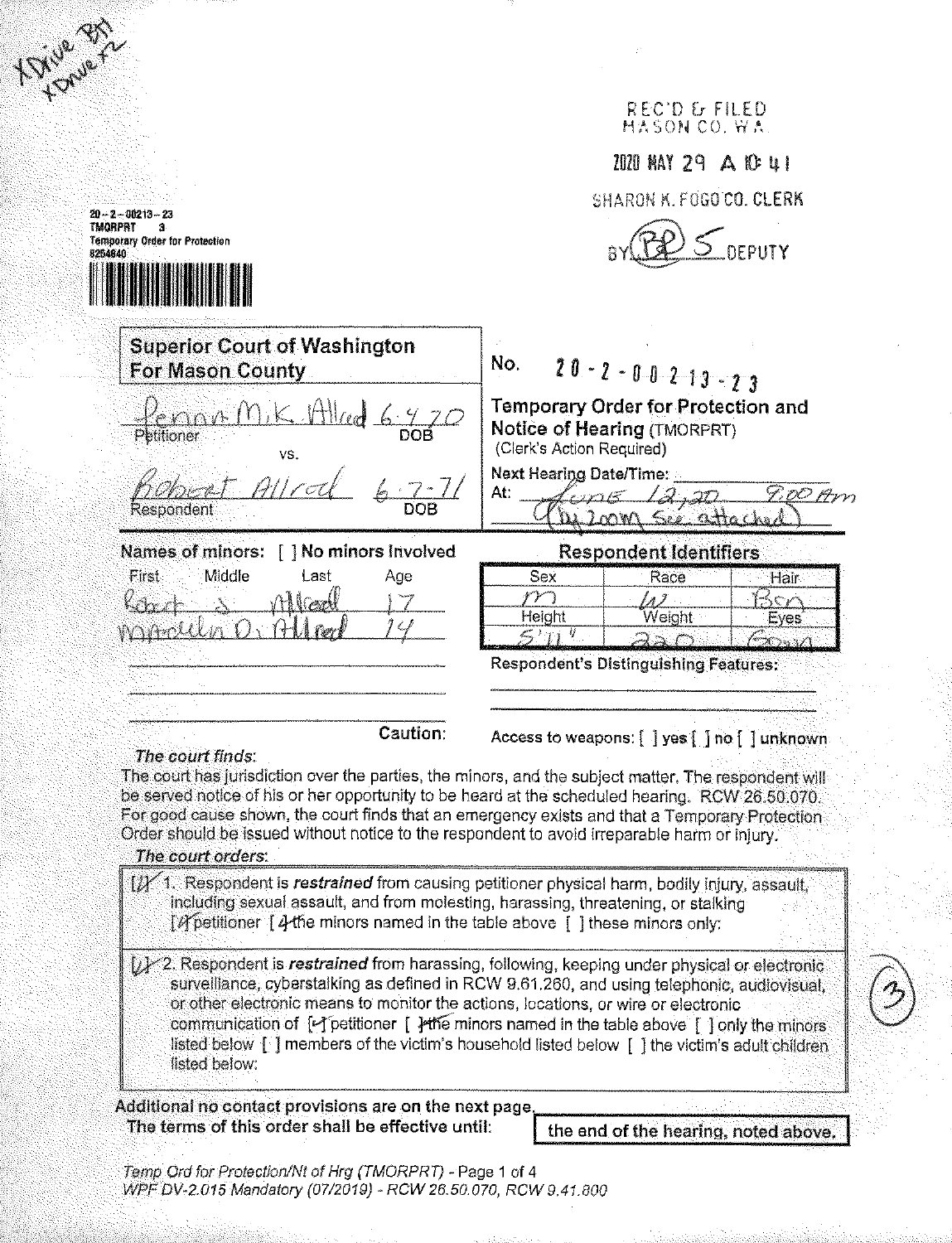Xdrive B11
Xdrive R2

REC'D & FILED
MASON CO. WA

2020 MAY 29 A 10:41

SHARON K. FOGO CO. CLERK

BY BP 5 DEPUTY

20-2-00213-23
TMORPRT 3
Temporary Order for Protection
8254840

| **Superior Court of Washington For Mason County** | No. 20-2-00213-23 |
|---|---|
| Penny Mik Allred 6-4-70<br>Petitioner DOB<br>vs.<br>Robert Allred 6-7-71<br>Respondent DOB | **Temporary Order for Protection and Notice of Hearing** (TMORPRT)<br>(Clerk's Action Required)<br>Next Hearing Date/Time:<br>At: June 12, 20 9:00 Am (by zoom see attached) |

**Names of minors:** [ ] No minors Involved

| First | Middle | Last | Age |
|---|---|---|---|
| Robert | J | Allred | 17 |
| Marcellin | D. | Allred | 14 |

**Respondent Identifiers**

| Sex | Race | Hair |
|---|---|---|
| M | W | Brn |
| **Height** | **Weight** | **Eyes** |
| 5'11" | 220 | Grn |

**Respondent's Distinguishing Features:**

**Caution:** Access to weapons: [ ] yes [ ] no [ ] unknown

*The court finds*:

The court has jurisdiction over the parties, the minors, and the subject matter. The respondent will be served notice of his or her opportunity to be heard at the scheduled hearing. RCW 26.50.070. For good cause shown, the court finds that an emergency exists and that a Temporary Protection Order should be issued without notice to the respondent to avoid irreparable harm or injury.

*The court orders*:

[X] 1. Respondent is ***restrained*** from causing petitioner physical harm, bodily injury, assault, including sexual assault, and from molesting, harassing, threatening, or stalking [X] petitioner [X] the minors named in the table above [ ] these minors only:

[X] 2. Respondent is ***restrained*** from harassing, following, keeping under physical or electronic surveillance, cyberstalking as defined in RCW 9.61.260, and using telephonic, audiovisual, or other electronic means to monitor the actions, locations, or wire or electronic communication of [X] petitioner [X] the minors named in the table above [ ] only the minors listed below [ ] members of the victim's household listed below [ ] the victim's adult children listed below:

(3)

**Additional no contact provisions are on the next page.**

**The terms of this order shall be effective until:** **the end of the hearing, noted above.**

*Temp Ord for Protection/Nt of Hrg (TMORPRT) - Page 1 of 4*
*WPF DV-2.015 Mandatory (07/2019) - RCW 26.50.070, RCW 9.41.800*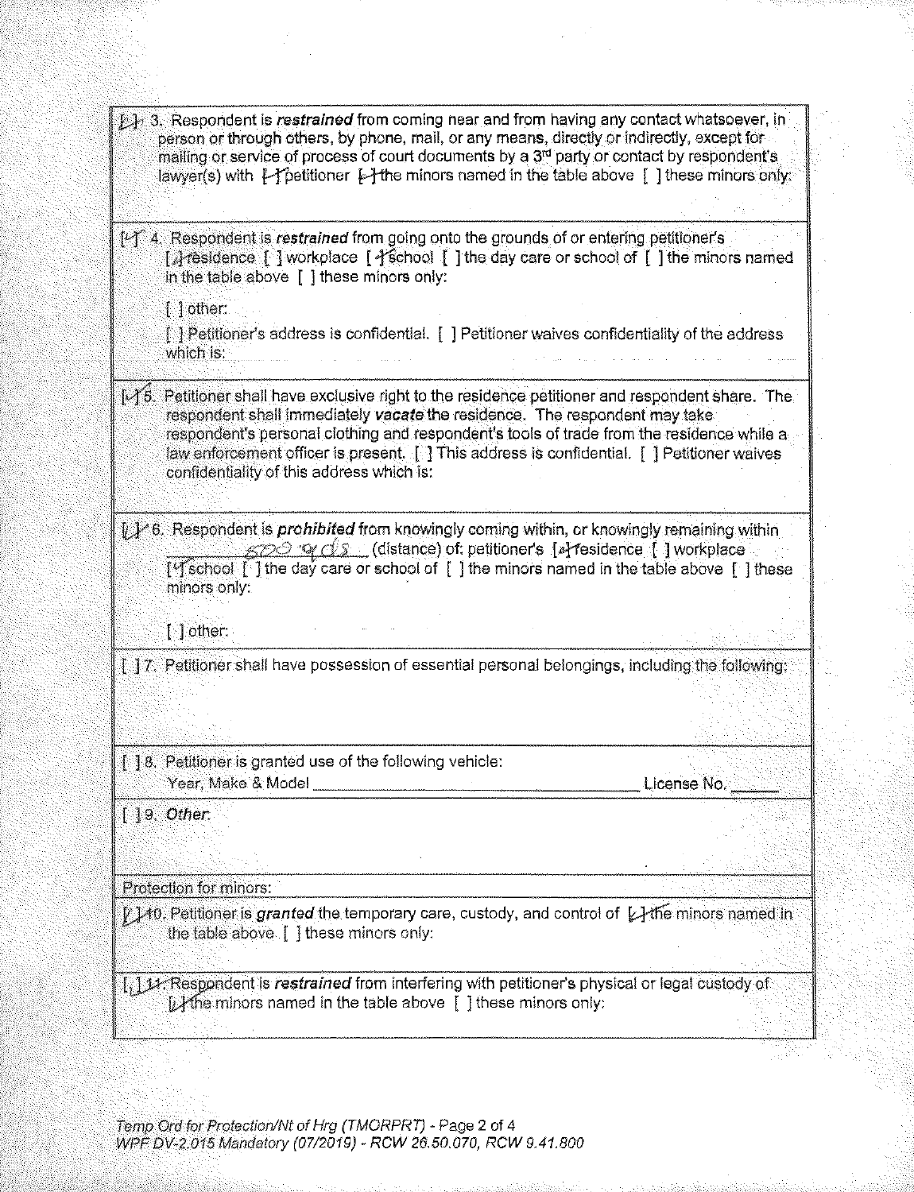[✓] 3. Respondent is ***restrained*** from coming near and from having any contact whatsoever, in person or through others, by phone, mail, or any means, directly or indirectly, except for mailing or service of process of court documents by a 3rd party or contact by respondent's lawyer(s) with [✓] petitioner [✓] the minors named in the table above [ ] these minors only:

[✓] 4. Respondent is ***restrained*** from going onto the grounds of or entering petitioner's [✓] residence [ ] workplace [✓] school [ ] the day care or school of [ ] the minors named in the table above [ ] these minors only:

[ ] other:

[ ] Petitioner's address is confidential. [ ] Petitioner waives confidentiality of the address which is:

[✓] 5. Petitioner shall have exclusive right to the residence petitioner and respondent share. The respondent shall immediately ***vacate*** the residence. The respondent may take respondent's personal clothing and respondent's tools of trade from the residence while a law enforcement officer is present. [ ] This address is confidential. [ ] Petitioner waives confidentiality of this address which is:

[✓] 6. Respondent is ***prohibited*** from knowingly coming within, or knowingly remaining within 500 yds (distance) of: petitioner's [✓] residence [ ] workplace [✓] school [ ] the day care or school of [ ] the minors named in the table above [ ] these minors only:

[ ] other:

[ ] 7. Petitioner shall have possession of essential personal belongings, including the following:

[ ] 8. Petitioner is granted use of the following vehicle:
Year, Make & Model ______________________ License No. _____

[ ] 9. *Other*:

Protection for minors:

[✓] 10. Petitioner is ***granted*** the temporary care, custody, and control of [✓] the minors named in the table above [ ] these minors only:

[✓] 11. Respondent is ***restrained*** from interfering with petitioner's physical or legal custody of [✓] the minors named in the table above [ ] these minors only:

Temp Ord for Protection/Nt of Hrg (TMORPRT) - Page 2 of 4
WPF DV-2.015 Mandatory (07/2019) - RCW 26.50.070, RCW 9.41.800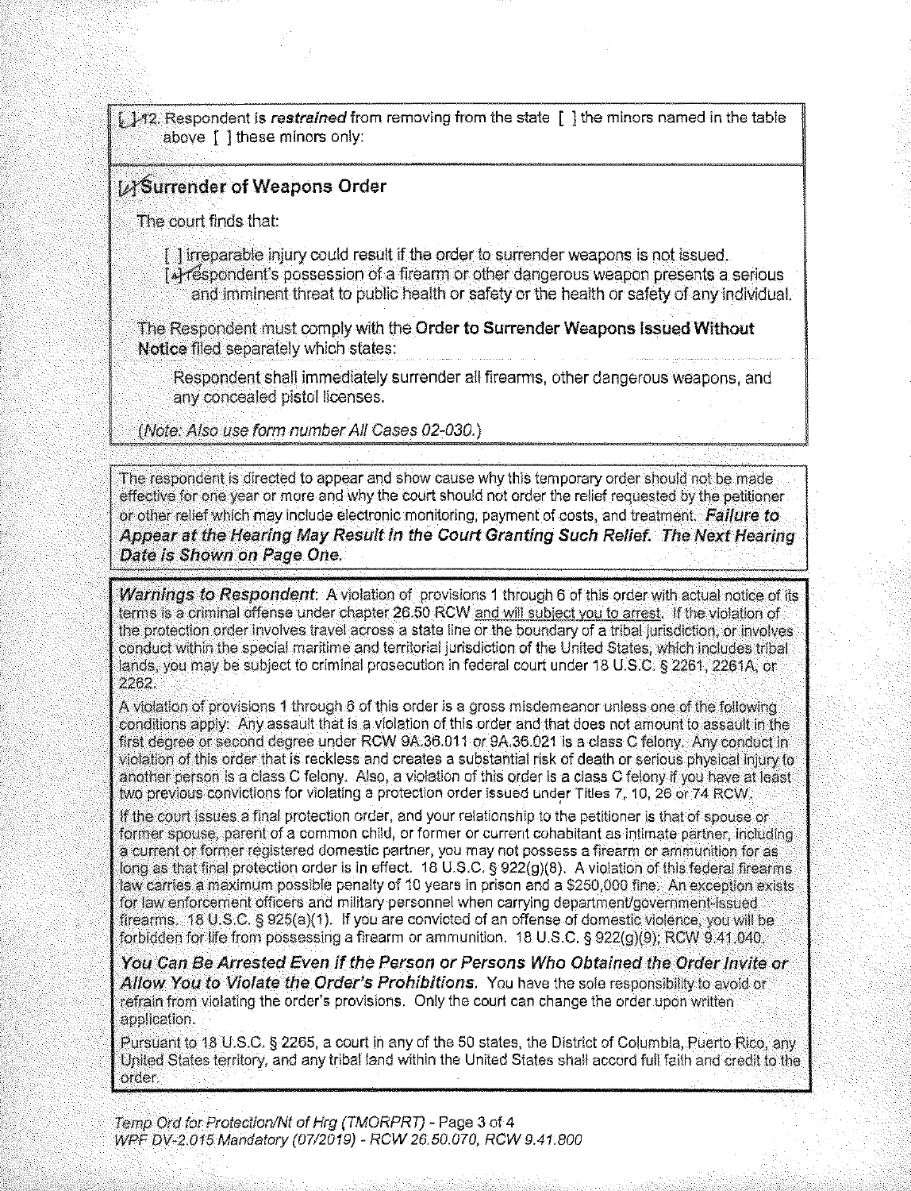[ ] 12. Respondent is ***restrained*** from removing from the state [ ] the minors named in the table above [ ] these minors only:

## [✓] Surrender of Weapons Order

The court finds that:

[ ] irreparable injury could result if the order to surrender weapons is not issued.

[✓] respondent's possession of a firearm or other dangerous weapon presents a serious and imminent threat to public health or safety or the health or safety of any individual.

The Respondent must comply with the **Order to Surrender Weapons Issued Without Notice** filed separately which states:

Respondent shall immediately surrender all firearms, other dangerous weapons, and any concealed pistol licenses.

*(Note: Also use form number All Cases 02-030.)*

The respondent is directed to appear and show cause why this temporary order should not be made effective for one year or more and why the court should not order the relief requested by the petitioner or other relief which may include electronic monitoring, payment of costs, and treatment. ***Failure to Appear at the Hearing May Result in the Court Granting Such Relief. The Next Hearing Date is Shown on Page One.***

***Warnings to Respondent***: A violation of provisions 1 through 6 of this order with actual notice of its terms is a criminal offense under chapter 26.50 RCW and will subject you to arrest. If the violation of the protection order involves travel across a state line or the boundary of a tribal jurisdiction, or involves conduct within the special maritime and territorial jurisdiction of the United States, which includes tribal lands, you may be subject to criminal prosecution in federal court under 18 U.S.C. § 2261, 2261A, or 2262.

A violation of provisions 1 through 6 of this order is a gross misdemeanor unless one of the following conditions apply: Any assault that is a violation of this order and that does not amount to assault in the first degree or second degree under RCW 9A.36.011 or 9A.36.021 is a class C felony. Any conduct in violation of this order that is reckless and creates a substantial risk of death or serious physical injury to another person is a class C felony. Also, a violation of this order is a class C felony if you have at least two previous convictions for violating a protection order issued under Titles 7, 10, 26 or 74 RCW.

If the court issues a final protection order, and your relationship to the petitioner is that of spouse or former spouse, parent of a common child, or former or current cohabitant as intimate partner, including a current or former registered domestic partner, you may not possess a firearm or ammunition for as long as that final protection order is in effect. 18 U.S.C. § 922(g)(8). A violation of this federal firearms law carries a maximum possible penalty of 10 years in prison and a $250,000 fine. An exception exists for law enforcement officers and military personnel when carrying department/government-issued firearms. 18 U.S.C. § 925(a)(1). If you are convicted of an offense of domestic violence, you will be forbidden for life from possessing a firearm or ammunition. 18 U.S.C. § 922(g)(9); RCW 9.41.040.

***You Can Be Arrested Even if the Person or Persons Who Obtained the Order Invite or Allow You to Violate the Order's Prohibitions.*** You have the sole responsibility to avoid or refrain from violating the order's provisions. Only the court can change the order upon written application.

Pursuant to 18 U.S.C. § 2265, a court in any of the 50 states, the District of Columbia, Puerto Rico, any United States territory, and any tribal land within the United States shall accord full faith and credit to the order.

*Temp Ord for Protection/Nt of Hrg (TMORPRT)*
*WPF DV-2.015 Mandatory (07/2019) - RCW 26.50.070, RCW 9.41.800*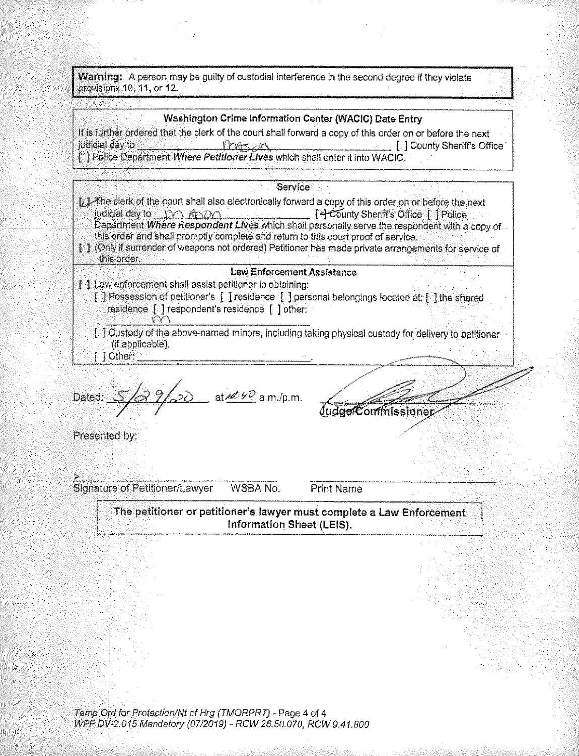**Warning:** A person may be guilty of custodial interference in the second degree if they violate provisions 10, 11, or 12.

**Washington Crime Information Center (WACIC) Date Entry**

It is further ordered that the clerk of the court shall forward a copy of this order on or before the next judicial day to Mason [ ] County Sheriff's Office [ ] Police Department *Where Petitioner Lives* which shall enter it into WACIC.

**Service**

[✓] The clerk of the court shall also electronically forward a copy of this order on or before the next judicial day to Mason [✓] County Sheriff's Office [ ] Police Department *Where Respondent Lives* which shall personally serve the respondent with a copy of this order and shall promptly complete and return to this court proof of service.

[ ] (Only if surrender of weapons not ordered) Petitioner has made private arrangements for service of this order.

**Law Enforcement Assistance**

[ ] Law enforcement shall assist petitioner in obtaining:

- [ ] Possession of petitioner's [ ] residence [ ] personal belongings located at: [ ] the shared residence [ ] respondent's residence [ ] other: m
- [ ] Custody of the above-named minors, including taking physical custody for delivery to petitioner (if applicable).
- [ ] Other: \_\_\_\_\_\_\_\_\_\_\_\_\_\_\_\_.

Dated: 5/29/20 at 10:40 a.m./p.m.

\_\_\_\_\_\_\_\_\_\_\_\_\_\_\_\_\_\_\_\_\_\_\_\_
Judge/Commissioner

Presented by:

\_\_\_\_\_\_\_\_\_\_\_\_\_\_\_\_\_\_\_\_\_\_\_\_ \_\_\_\_\_\_\_\_\_\_\_\_\_\_\_\_\_\_\_\_\_\_\_\_
Signature of Petitioner/Lawyer WSBA No. Print Name

**The petitioner or petitioner's lawyer must complete a Law Enforcement Information Sheet (LEIS).**

*Temp Ord for Protection/Nt of Hrg (TMORPRT) - Page 4 of 4*
*WPF DV-2.015 Mandatory (07/2019) - RCW 26.50.070, RCW 9.41.800*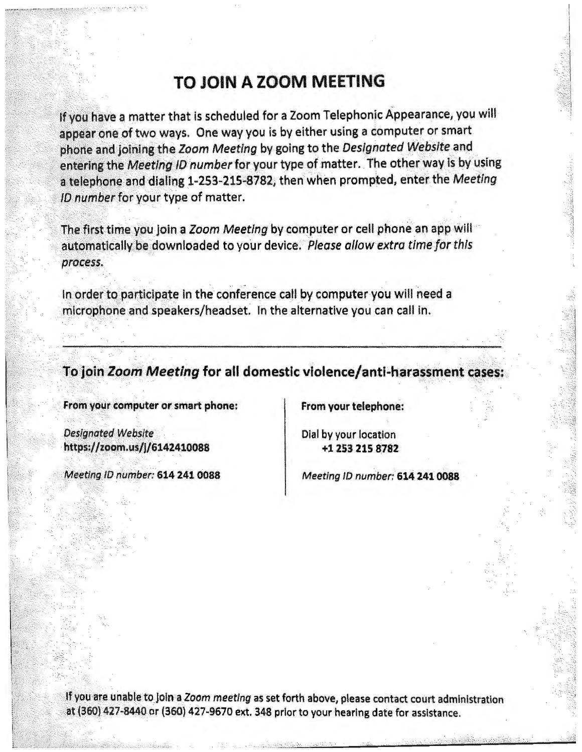# TO JOIN A ZOOM MEETING

If you have a matter that is scheduled for a Zoom Telephonic Appearance, you will appear one of two ways. One way you is by either using a computer or smart phone and joining the *Zoom Meeting* by going to the *Designated Website* and entering the *Meeting ID number* for your type of matter. The other way is by using a telephone and dialing 1-253-215-8782, then when prompted, enter the *Meeting ID number* for your type of matter.

The first time you join a *Zoom Meeting* by computer or cell phone an app will automatically be downloaded to your device. *Please allow extra time for this process.*

In order to participate in the conference call by computer you will need a microphone and speakers/headset. In the alternative you can call in.

---

## To join *Zoom Meeting* for all domestic violence/anti-harassment cases:

**From your computer or smart phone:**

*Designated Website*
**https://zoom.us/j/6142410088**

*Meeting ID number:* **614 241 0088**

**From your telephone:**

Dial by your location
**+1 253 215 8782**

*Meeting ID number:* **614 241 0088**

**If you are unable to join a *Zoom meeting* as set forth above, please contact court administration at (360) 427-8440 or (360) 427-9670 ext. 348 prior to your hearing date for assistance.**